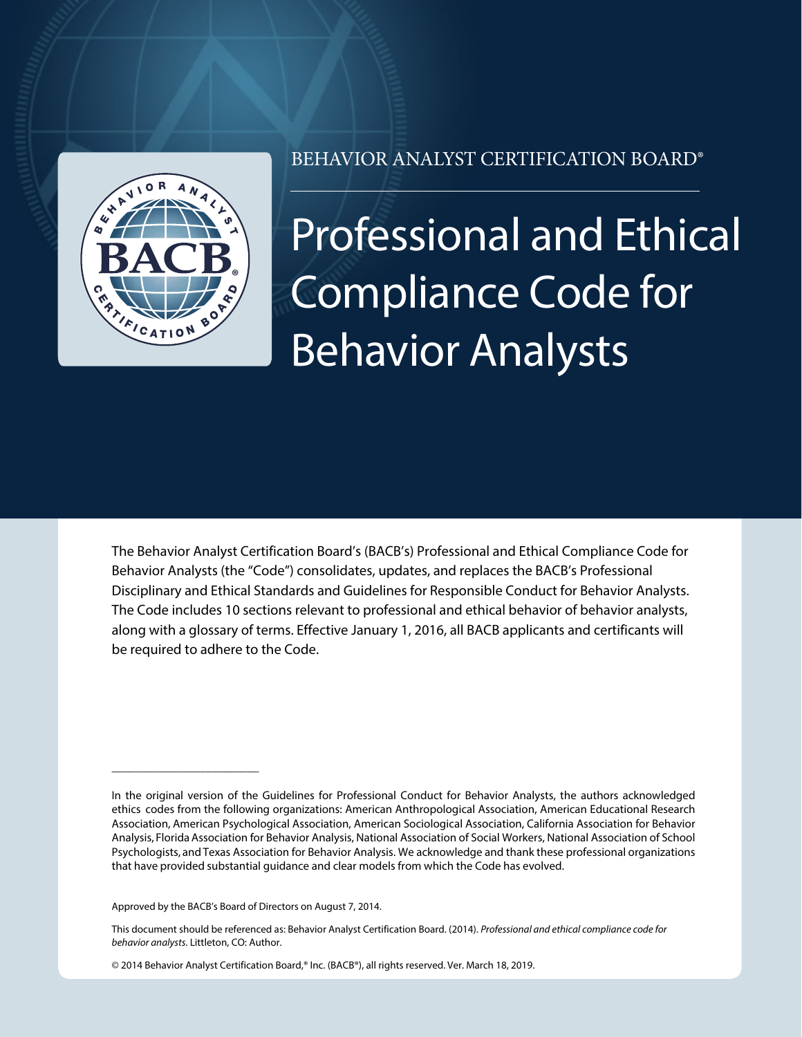BEHAVIOR ANALYST CERTIFICATION BOARD®

# Professional and Ethical Compliance Code for Behavior Analysts

The Behavior Analyst Certification Board's (BACB's) Professional and Ethical Compliance Code for Behavior Analysts (the "Code") consolidates, updates, and replaces the BACB's Professional Disciplinary and Ethical Standards and Guidelines for Responsible Conduct for Behavior Analysts. The Code includes 10 sections relevant to professional and ethical behavior of behavior analysts, along with a glossary of terms. Effective January 1, 2016, all BACB applicants and certificants will be required to adhere to the Code.

---

In the original version of the Guidelines for Professional Conduct for Behavior Analysts, the authors acknowledged ethics codes from the following organizations: American Anthropological Association, American Educational Research Association, American Psychological Association, American Sociological Association, California Association for Behavior Analysis, Florida Association for Behavior Analysis, National Association of Social Workers, National Association of School Psychologists, and Texas Association for Behavior Analysis. We acknowledge and thank these professional organizations that have provided substantial guidance and clear models from which the Code has evolved.

Approved by the BACB's Board of Directors on August 7, 2014.

This document should be referenced as: Behavior Analyst Certification Board. (2014). *Professional and ethical compliance code for behavior analysts.* Littleton, CO: Author.

© 2014 Behavior Analyst Certification Board,® Inc. (BACB®), all rights reserved. Ver. March 18, 2019.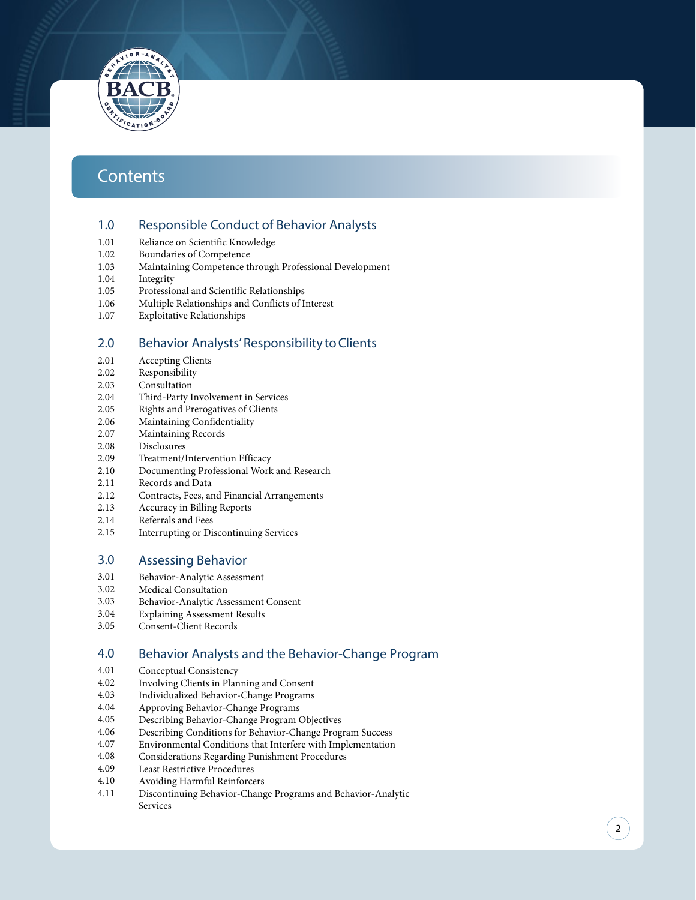# Contents

## 1.0 Responsible Conduct of Behavior Analysts

- 1.01 Reliance on Scientific Knowledge
- 1.02 Boundaries of Competence
- 1.03 Maintaining Competence through Professional Development
- 1.04 Integrity
- 1.05 Professional and Scientific Relationships
- 1.06 Multiple Relationships and Conflicts of Interest
- 1.07 Exploitative Relationships

## 2.0 Behavior Analysts' Responsibility to Clients

- 2.01 Accepting Clients
- 2.02 Responsibility
- 2.03 Consultation
- 2.04 Third-Party Involvement in Services
- 2.05 Rights and Prerogatives of Clients
- 2.06 Maintaining Confidentiality
- 2.07 Maintaining Records
- 2.08 Disclosures
- 2.09 Treatment/Intervention Efficacy
- 2.10 Documenting Professional Work and Research
- 2.11 Records and Data
- 2.12 Contracts, Fees, and Financial Arrangements
- 2.13 Accuracy in Billing Reports
- 2.14 Referrals and Fees
- 2.15 Interrupting or Discontinuing Services

## 3.0 Assessing Behavior

- 3.01 Behavior-Analytic Assessment
- 3.02 Medical Consultation
- 3.03 Behavior-Analytic Assessment Consent
- 3.04 Explaining Assessment Results
- 3.05 Consent-Client Records

## 4.0 Behavior Analysts and the Behavior-Change Program

- 4.01 Conceptual Consistency
- 4.02 Involving Clients in Planning and Consent
- 4.03 Individualized Behavior-Change Programs
- 4.04 Approving Behavior-Change Programs
- 4.05 Describing Behavior-Change Program Objectives
- 4.06 Describing Conditions for Behavior-Change Program Success
- 4.07 Environmental Conditions that Interfere with Implementation
- 4.08 Considerations Regarding Punishment Procedures
- 4.09 Least Restrictive Procedures
- 4.10 Avoiding Harmful Reinforcers
- 4.11 Discontinuing Behavior-Change Programs and Behavior-Analytic Services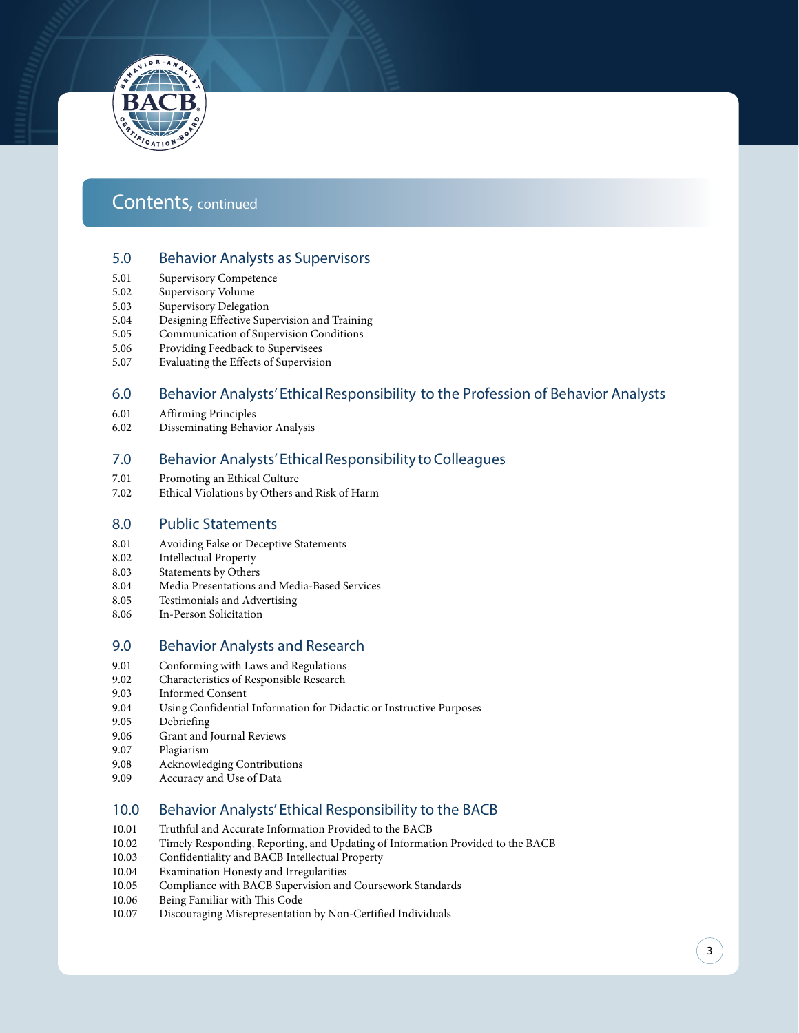# Contents, continued

## 5.0 Behavior Analysts as Supervisors

- 5.01 Supervisory Competence
- 5.02 Supervisory Volume
- 5.03 Supervisory Delegation
- 5.04 Designing Effective Supervision and Training
- 5.05 Communication of Supervision Conditions
- 5.06 Providing Feedback to Supervisees
- 5.07 Evaluating the Effects of Supervision

## 6.0 Behavior Analysts' Ethical Responsibility to the Profession of Behavior Analysts

- 6.01 Affirming Principles
- 6.02 Disseminating Behavior Analysis

## 7.0 Behavior Analysts' Ethical Responsibility to Colleagues

- 7.01 Promoting an Ethical Culture
- 7.02 Ethical Violations by Others and Risk of Harm

## 8.0 Public Statements

- 8.01 Avoiding False or Deceptive Statements
- 8.02 Intellectual Property
- 8.03 Statements by Others
- 8.04 Media Presentations and Media-Based Services
- 8.05 Testimonials and Advertising
- 8.06 In-Person Solicitation

## 9.0 Behavior Analysts and Research

- 9.01 Conforming with Laws and Regulations
- 9.02 Characteristics of Responsible Research
- 9.03 Informed Consent
- 9.04 Using Confidential Information for Didactic or Instructive Purposes
- 9.05 Debriefing
- 9.06 Grant and Journal Reviews
- 9.07 Plagiarism
- 9.08 Acknowledging Contributions
- 9.09 Accuracy and Use of Data

## 10.0 Behavior Analysts' Ethical Responsibility to the BACB

- 10.01 Truthful and Accurate Information Provided to the BACB
- 10.02 Timely Responding, Reporting, and Updating of Information Provided to the BACB
- 10.03 Confidentiality and BACB Intellectual Property
- 10.04 Examination Honesty and Irregularities
- 10.05 Compliance with BACB Supervision and Coursework Standards
- 10.06 Being Familiar with This Code
- 10.07 Discouraging Misrepresentation by Non-Certified Individuals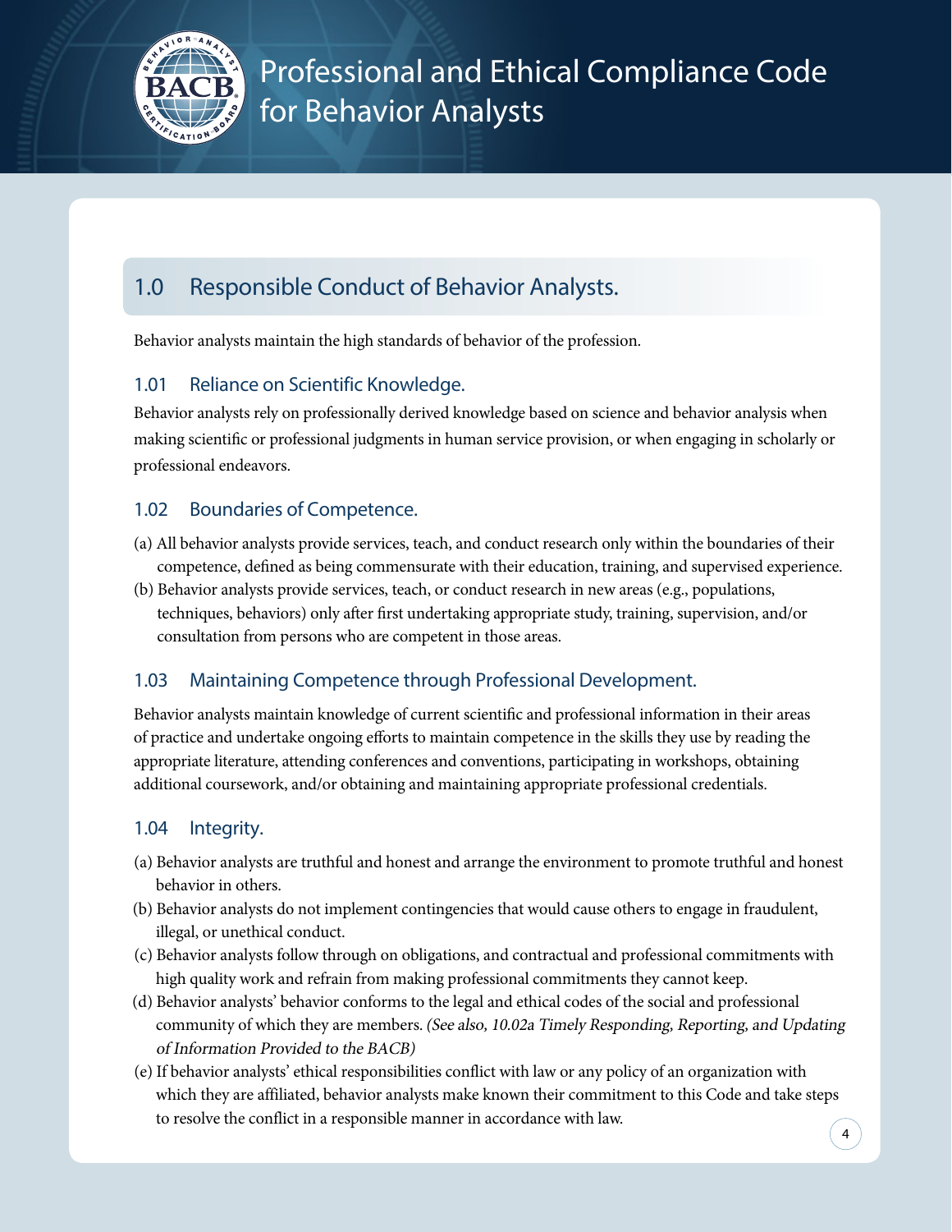## 1.0 Responsible Conduct of Behavior Analysts.

Behavior analysts maintain the high standards of behavior of the profession.

### 1.01 Reliance on Scientific Knowledge.

Behavior analysts rely on professionally derived knowledge based on science and behavior analysis when making scientific or professional judgments in human service provision, or when engaging in scholarly or professional endeavors.

### 1.02 Boundaries of Competence.

(a) All behavior analysts provide services, teach, and conduct research only within the boundaries of their competence, defined as being commensurate with their education, training, and supervised experience.

(b) Behavior analysts provide services, teach, or conduct research in new areas (e.g., populations, techniques, behaviors) only after first undertaking appropriate study, training, supervision, and/or consultation from persons who are competent in those areas.

### 1.03 Maintaining Competence through Professional Development.

Behavior analysts maintain knowledge of current scientific and professional information in their areas of practice and undertake ongoing efforts to maintain competence in the skills they use by reading the appropriate literature, attending conferences and conventions, participating in workshops, obtaining additional coursework, and/or obtaining and maintaining appropriate professional credentials.

### 1.04 Integrity.

(a) Behavior analysts are truthful and honest and arrange the environment to promote truthful and honest behavior in others.

(b) Behavior analysts do not implement contingencies that would cause others to engage in fraudulent, illegal, or unethical conduct.

(c) Behavior analysts follow through on obligations, and contractual and professional commitments with high quality work and refrain from making professional commitments they cannot keep.

(d) Behavior analysts' behavior conforms to the legal and ethical codes of the social and professional community of which they are members. *(See also, 10.02a Timely Responding, Reporting, and Updating of Information Provided to the BACB)*

(e) If behavior analysts' ethical responsibilities conflict with law or any policy of an organization with which they are affiliated, behavior analysts make known their commitment to this Code and take steps to resolve the conflict in a responsible manner in accordance with law.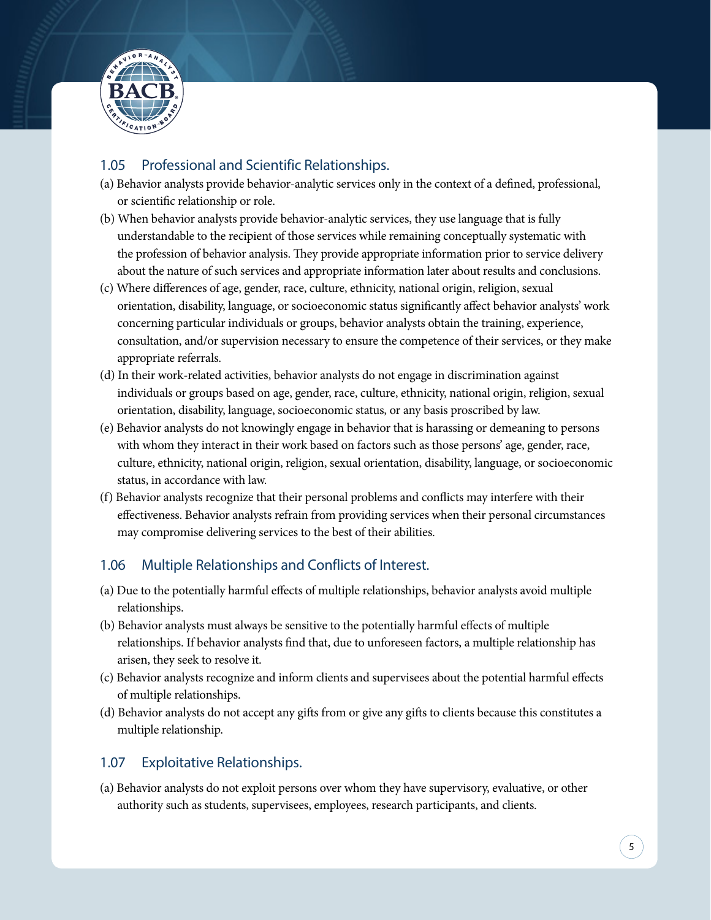## 1.05 Professional and Scientific Relationships.

(a) Behavior analysts provide behavior-analytic services only in the context of a defined, professional, or scientific relationship or role.

(b) When behavior analysts provide behavior-analytic services, they use language that is fully understandable to the recipient of those services while remaining conceptually systematic with the profession of behavior analysis. They provide appropriate information prior to service delivery about the nature of such services and appropriate information later about results and conclusions.

(c) Where differences of age, gender, race, culture, ethnicity, national origin, religion, sexual orientation, disability, language, or socioeconomic status significantly affect behavior analysts' work concerning particular individuals or groups, behavior analysts obtain the training, experience, consultation, and/or supervision necessary to ensure the competence of their services, or they make appropriate referrals.

(d) In their work-related activities, behavior analysts do not engage in discrimination against individuals or groups based on age, gender, race, culture, ethnicity, national origin, religion, sexual orientation, disability, language, socioeconomic status, or any basis proscribed by law.

(e) Behavior analysts do not knowingly engage in behavior that is harassing or demeaning to persons with whom they interact in their work based on factors such as those persons' age, gender, race, culture, ethnicity, national origin, religion, sexual orientation, disability, language, or socioeconomic status, in accordance with law.

(f) Behavior analysts recognize that their personal problems and conflicts may interfere with their effectiveness. Behavior analysts refrain from providing services when their personal circumstances may compromise delivering services to the best of their abilities.

## 1.06 Multiple Relationships and Conflicts of Interest.

(a) Due to the potentially harmful effects of multiple relationships, behavior analysts avoid multiple relationships.

(b) Behavior analysts must always be sensitive to the potentially harmful effects of multiple relationships. If behavior analysts find that, due to unforeseen factors, a multiple relationship has arisen, they seek to resolve it.

(c) Behavior analysts recognize and inform clients and supervisees about the potential harmful effects of multiple relationships.

(d) Behavior analysts do not accept any gifts from or give any gifts to clients because this constitutes a multiple relationship.

## 1.07 Exploitative Relationships.

(a) Behavior analysts do not exploit persons over whom they have supervisory, evaluative, or other authority such as students, supervisees, employees, research participants, and clients.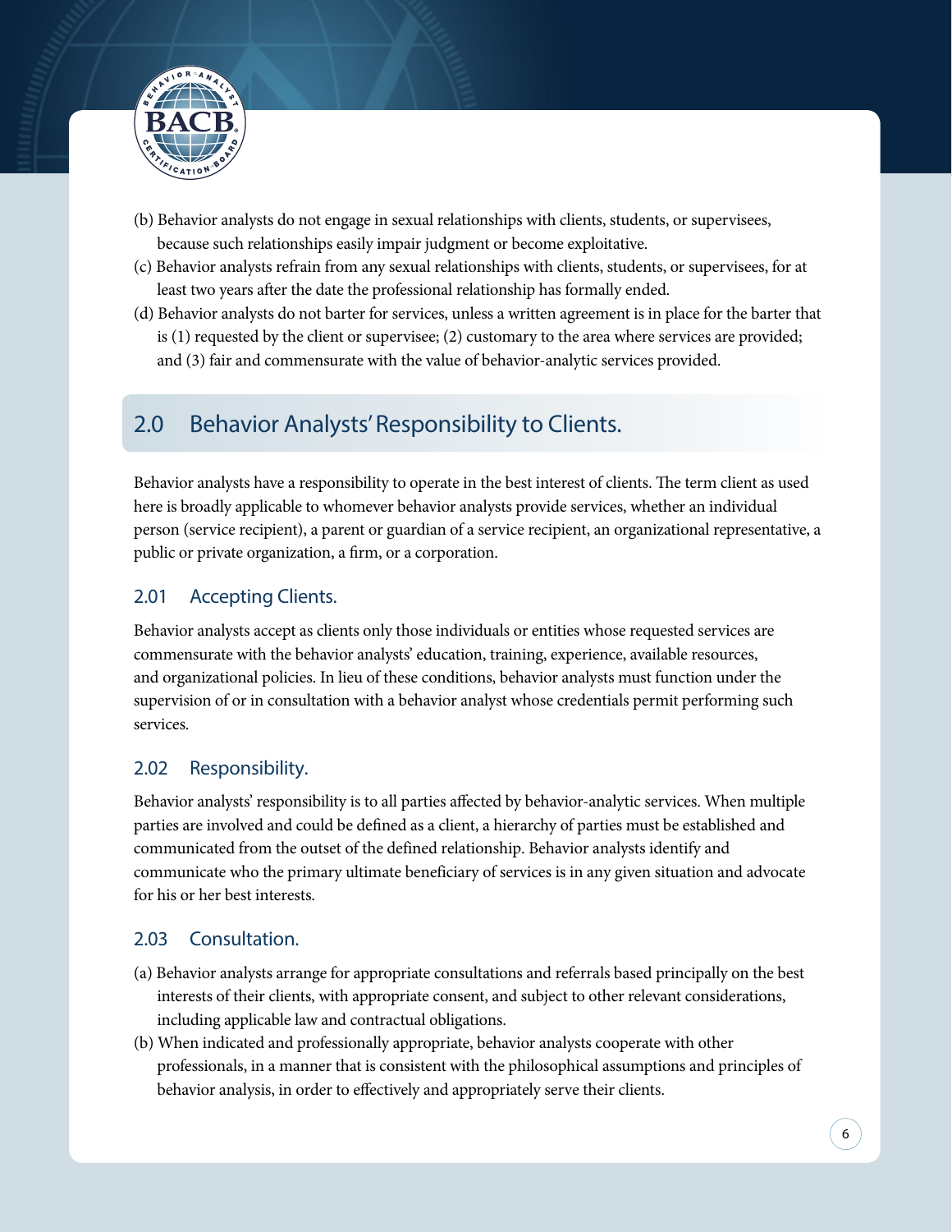(b) Behavior analysts do not engage in sexual relationships with clients, students, or supervisees, because such relationships easily impair judgment or become exploitative.

(c) Behavior analysts refrain from any sexual relationships with clients, students, or supervisees, for at least two years after the date the professional relationship has formally ended.

(d) Behavior analysts do not barter for services, unless a written agreement is in place for the barter that is (1) requested by the client or supervisee; (2) customary to the area where services are provided; and (3) fair and commensurate with the value of behavior-analytic services provided.

## 2.0 Behavior Analysts' Responsibility to Clients.

Behavior analysts have a responsibility to operate in the best interest of clients. The term client as used here is broadly applicable to whomever behavior analysts provide services, whether an individual person (service recipient), a parent or guardian of a service recipient, an organizational representative, a public or private organization, a firm, or a corporation.

### 2.01 Accepting Clients.

Behavior analysts accept as clients only those individuals or entities whose requested services are commensurate with the behavior analysts' education, training, experience, available resources, and organizational policies. In lieu of these conditions, behavior analysts must function under the supervision of or in consultation with a behavior analyst whose credentials permit performing such services.

### 2.02 Responsibility.

Behavior analysts' responsibility is to all parties affected by behavior-analytic services. When multiple parties are involved and could be defined as a client, a hierarchy of parties must be established and communicated from the outset of the defined relationship. Behavior analysts identify and communicate who the primary ultimate beneficiary of services is in any given situation and advocate for his or her best interests.

### 2.03 Consultation.

(a) Behavior analysts arrange for appropriate consultations and referrals based principally on the best interests of their clients, with appropriate consent, and subject to other relevant considerations, including applicable law and contractual obligations.

(b) When indicated and professionally appropriate, behavior analysts cooperate with other professionals, in a manner that is consistent with the philosophical assumptions and principles of behavior analysis, in order to effectively and appropriately serve their clients.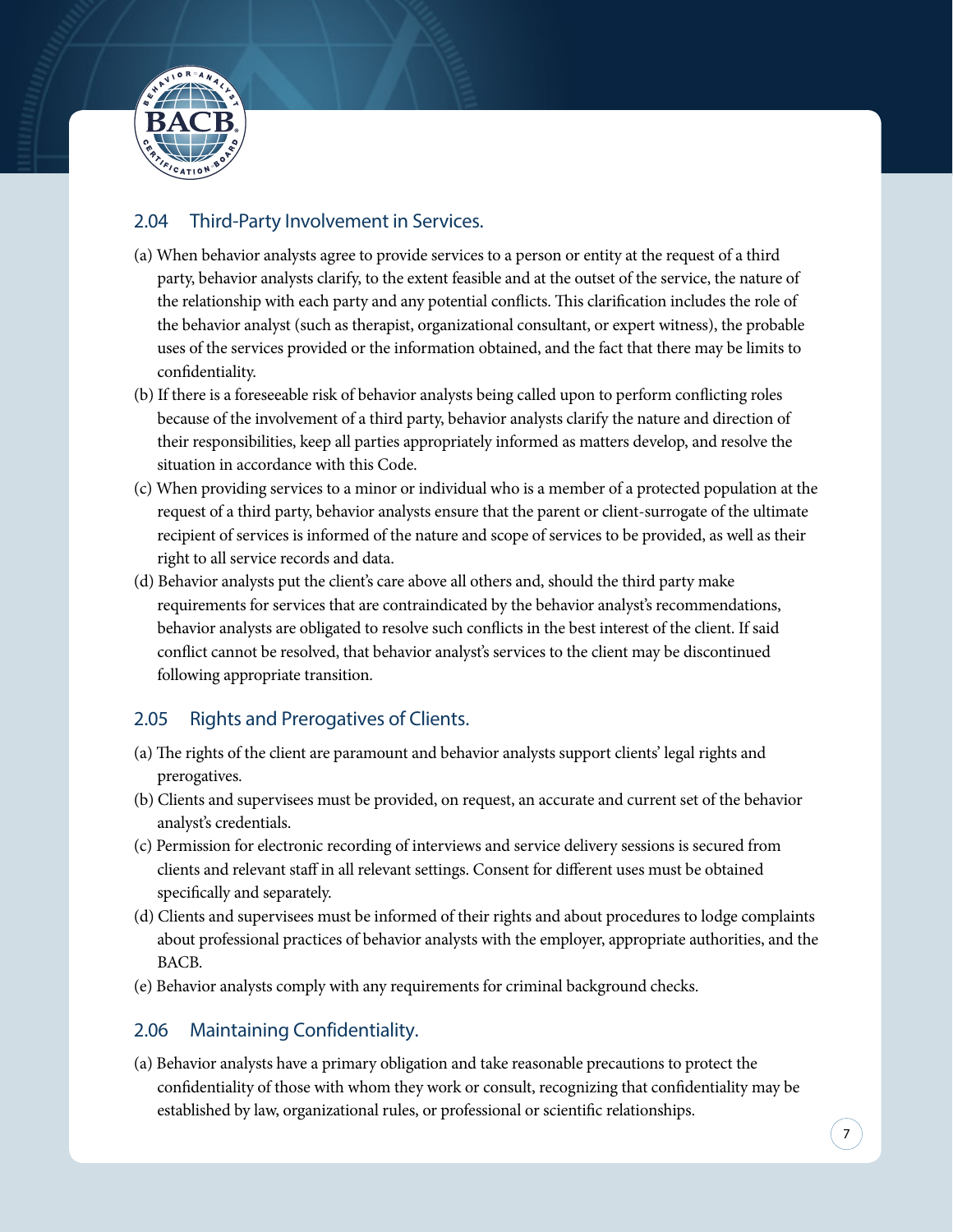## 2.04 Third-Party Involvement in Services.

(a) When behavior analysts agree to provide services to a person or entity at the request of a third party, behavior analysts clarify, to the extent feasible and at the outset of the service, the nature of the relationship with each party and any potential conflicts. This clarification includes the role of the behavior analyst (such as therapist, organizational consultant, or expert witness), the probable uses of the services provided or the information obtained, and the fact that there may be limits to confidentiality.

(b) If there is a foreseeable risk of behavior analysts being called upon to perform conflicting roles because of the involvement of a third party, behavior analysts clarify the nature and direction of their responsibilities, keep all parties appropriately informed as matters develop, and resolve the situation in accordance with this Code.

(c) When providing services to a minor or individual who is a member of a protected population at the request of a third party, behavior analysts ensure that the parent or client-surrogate of the ultimate recipient of services is informed of the nature and scope of services to be provided, as well as their right to all service records and data.

(d) Behavior analysts put the client's care above all others and, should the third party make requirements for services that are contraindicated by the behavior analyst's recommendations, behavior analysts are obligated to resolve such conflicts in the best interest of the client. If said conflict cannot be resolved, that behavior analyst's services to the client may be discontinued following appropriate transition.

## 2.05 Rights and Prerogatives of Clients.

(a) The rights of the client are paramount and behavior analysts support clients' legal rights and prerogatives.

(b) Clients and supervisees must be provided, on request, an accurate and current set of the behavior analyst's credentials.

(c) Permission for electronic recording of interviews and service delivery sessions is secured from clients and relevant staff in all relevant settings. Consent for different uses must be obtained specifically and separately.

(d) Clients and supervisees must be informed of their rights and about procedures to lodge complaints about professional practices of behavior analysts with the employer, appropriate authorities, and the BACB.

(e) Behavior analysts comply with any requirements for criminal background checks.

## 2.06 Maintaining Confidentiality.

(a) Behavior analysts have a primary obligation and take reasonable precautions to protect the confidentiality of those with whom they work or consult, recognizing that confidentiality may be established by law, organizational rules, or professional or scientific relationships.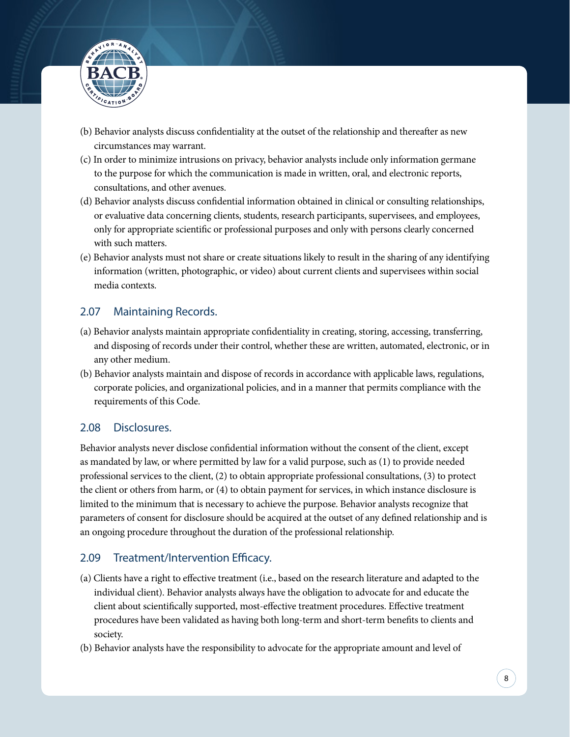(b) Behavior analysts discuss confidentiality at the outset of the relationship and thereafter as new circumstances may warrant.

(c) In order to minimize intrusions on privacy, behavior analysts include only information germane to the purpose for which the communication is made in written, oral, and electronic reports, consultations, and other avenues.

(d) Behavior analysts discuss confidential information obtained in clinical or consulting relationships, or evaluative data concerning clients, students, research participants, supervisees, and employees, only for appropriate scientific or professional purposes and only with persons clearly concerned with such matters.

(e) Behavior analysts must not share or create situations likely to result in the sharing of any identifying information (written, photographic, or video) about current clients and supervisees within social media contexts.

## 2.07 Maintaining Records.

(a) Behavior analysts maintain appropriate confidentiality in creating, storing, accessing, transferring, and disposing of records under their control, whether these are written, automated, electronic, or in any other medium.

(b) Behavior analysts maintain and dispose of records in accordance with applicable laws, regulations, corporate policies, and organizational policies, and in a manner that permits compliance with the requirements of this Code.

## 2.08 Disclosures.

Behavior analysts never disclose confidential information without the consent of the client, except as mandated by law, or where permitted by law for a valid purpose, such as (1) to provide needed professional services to the client, (2) to obtain appropriate professional consultations, (3) to protect the client or others from harm, or (4) to obtain payment for services, in which instance disclosure is limited to the minimum that is necessary to achieve the purpose. Behavior analysts recognize that parameters of consent for disclosure should be acquired at the outset of any defined relationship and is an ongoing procedure throughout the duration of the professional relationship.

## 2.09 Treatment/Intervention Efficacy.

(a) Clients have a right to effective treatment (i.e., based on the research literature and adapted to the individual client). Behavior analysts always have the obligation to advocate for and educate the client about scientifically supported, most-effective treatment procedures. Effective treatment procedures have been validated as having both long-term and short-term benefits to clients and society.

(b) Behavior analysts have the responsibility to advocate for the appropriate amount and level of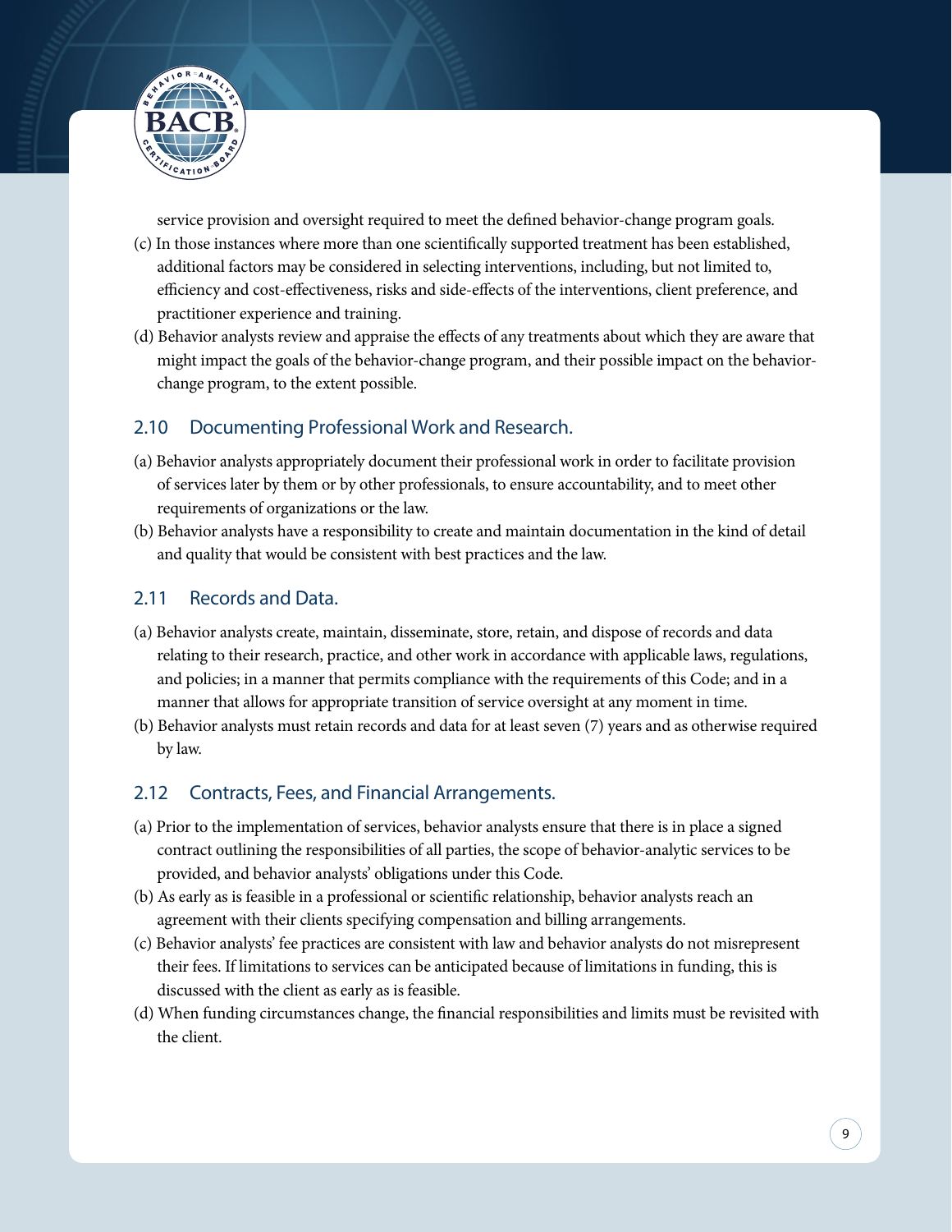service provision and oversight required to meet the defined behavior-change program goals.

(c) In those instances where more than one scientifically supported treatment has been established, additional factors may be considered in selecting interventions, including, but not limited to, efficiency and cost-effectiveness, risks and side-effects of the interventions, client preference, and practitioner experience and training.

(d) Behavior analysts review and appraise the effects of any treatments about which they are aware that might impact the goals of the behavior-change program, and their possible impact on the behavior-change program, to the extent possible.

## 2.10 Documenting Professional Work and Research.

(a) Behavior analysts appropriately document their professional work in order to facilitate provision of services later by them or by other professionals, to ensure accountability, and to meet other requirements of organizations or the law.

(b) Behavior analysts have a responsibility to create and maintain documentation in the kind of detail and quality that would be consistent with best practices and the law.

## 2.11 Records and Data.

(a) Behavior analysts create, maintain, disseminate, store, retain, and dispose of records and data relating to their research, practice, and other work in accordance with applicable laws, regulations, and policies; in a manner that permits compliance with the requirements of this Code; and in a manner that allows for appropriate transition of service oversight at any moment in time.

(b) Behavior analysts must retain records and data for at least seven (7) years and as otherwise required by law.

## 2.12 Contracts, Fees, and Financial Arrangements.

(a) Prior to the implementation of services, behavior analysts ensure that there is in place a signed contract outlining the responsibilities of all parties, the scope of behavior-analytic services to be provided, and behavior analysts' obligations under this Code.

(b) As early as is feasible in a professional or scientific relationship, behavior analysts reach an agreement with their clients specifying compensation and billing arrangements.

(c) Behavior analysts' fee practices are consistent with law and behavior analysts do not misrepresent their fees. If limitations to services can be anticipated because of limitations in funding, this is discussed with the client as early as is feasible.

(d) When funding circumstances change, the financial responsibilities and limits must be revisited with the client.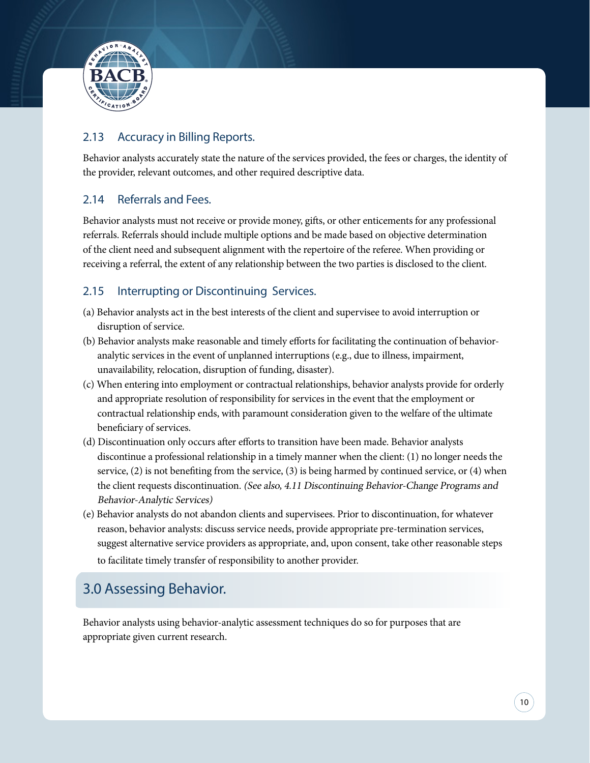### 2.13 Accuracy in Billing Reports.

Behavior analysts accurately state the nature of the services provided, the fees or charges, the identity of the provider, relevant outcomes, and other required descriptive data.

### 2.14 Referrals and Fees.

Behavior analysts must not receive or provide money, gifts, or other enticements for any professional referrals. Referrals should include multiple options and be made based on objective determination of the client need and subsequent alignment with the repertoire of the referee. When providing or receiving a referral, the extent of any relationship between the two parties is disclosed to the client.

### 2.15 Interrupting or Discontinuing Services.

(a) Behavior analysts act in the best interests of the client and supervisee to avoid interruption or disruption of service.

(b) Behavior analysts make reasonable and timely efforts for facilitating the continuation of behavior-analytic services in the event of unplanned interruptions (e.g., due to illness, impairment, unavailability, relocation, disruption of funding, disaster).

(c) When entering into employment or contractual relationships, behavior analysts provide for orderly and appropriate resolution of responsibility for services in the event that the employment or contractual relationship ends, with paramount consideration given to the welfare of the ultimate beneficiary of services.

(d) Discontinuation only occurs after efforts to transition have been made. Behavior analysts discontinue a professional relationship in a timely manner when the client: (1) no longer needs the service, (2) is not benefiting from the service, (3) is being harmed by continued service, or (4) when the client requests discontinuation. *(See also, 4.11 Discontinuing Behavior-Change Programs and Behavior-Analytic Services)*

(e) Behavior analysts do not abandon clients and supervisees. Prior to discontinuation, for whatever reason, behavior analysts: discuss service needs, provide appropriate pre-termination services, suggest alternative service providers as appropriate, and, upon consent, take other reasonable steps to facilitate timely transfer of responsibility to another provider.

## 3.0 Assessing Behavior.

Behavior analysts using behavior-analytic assessment techniques do so for purposes that are appropriate given current research.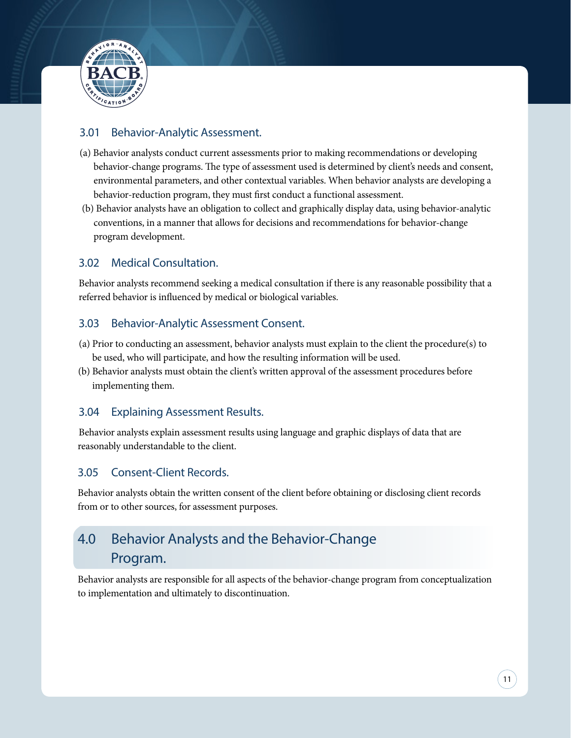### 3.01 Behavior-Analytic Assessment.

(a) Behavior analysts conduct current assessments prior to making recommendations or developing behavior-change programs. The type of assessment used is determined by client's needs and consent, environmental parameters, and other contextual variables. When behavior analysts are developing a behavior-reduction program, they must first conduct a functional assessment.

(b) Behavior analysts have an obligation to collect and graphically display data, using behavior-analytic conventions, in a manner that allows for decisions and recommendations for behavior-change program development.

### 3.02 Medical Consultation.

Behavior analysts recommend seeking a medical consultation if there is any reasonable possibility that a referred behavior is influenced by medical or biological variables.

### 3.03 Behavior-Analytic Assessment Consent.

(a) Prior to conducting an assessment, behavior analysts must explain to the client the procedure(s) to be used, who will participate, and how the resulting information will be used.

(b) Behavior analysts must obtain the client's written approval of the assessment procedures before implementing them.

### 3.04 Explaining Assessment Results.

Behavior analysts explain assessment results using language and graphic displays of data that are reasonably understandable to the client.

### 3.05 Consent-Client Records.

Behavior analysts obtain the written consent of the client before obtaining or disclosing client records from or to other sources, for assessment purposes.

## 4.0 Behavior Analysts and the Behavior-Change Program.

Behavior analysts are responsible for all aspects of the behavior-change program from conceptualization to implementation and ultimately to discontinuation.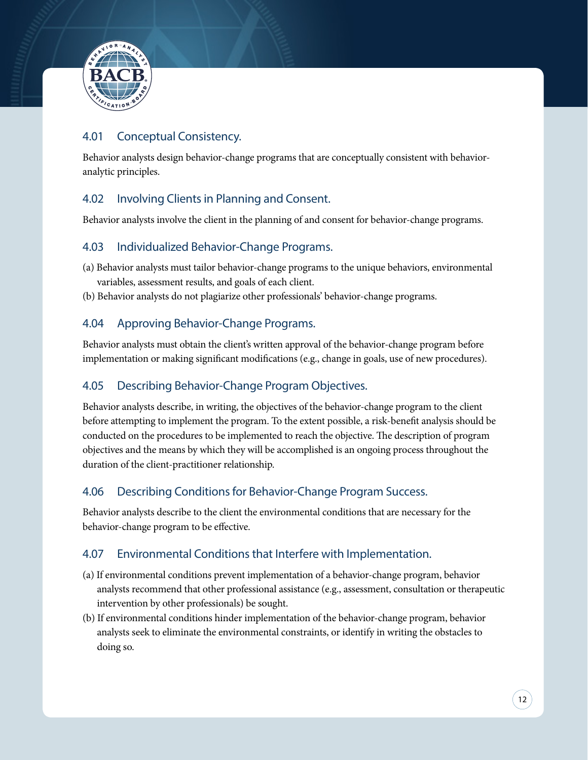### 4.01 Conceptual Consistency.

Behavior analysts design behavior-change programs that are conceptually consistent with behavior-analytic principles.

### 4.02 Involving Clients in Planning and Consent.

Behavior analysts involve the client in the planning of and consent for behavior-change programs.

### 4.03 Individualized Behavior-Change Programs.

(a) Behavior analysts must tailor behavior-change programs to the unique behaviors, environmental variables, assessment results, and goals of each client.

(b) Behavior analysts do not plagiarize other professionals' behavior-change programs.

### 4.04 Approving Behavior-Change Programs.

Behavior analysts must obtain the client's written approval of the behavior-change program before implementation or making significant modifications (e.g., change in goals, use of new procedures).

### 4.05 Describing Behavior-Change Program Objectives.

Behavior analysts describe, in writing, the objectives of the behavior-change program to the client before attempting to implement the program. To the extent possible, a risk-benefit analysis should be conducted on the procedures to be implemented to reach the objective. The description of program objectives and the means by which they will be accomplished is an ongoing process throughout the duration of the client-practitioner relationship.

### 4.06 Describing Conditions for Behavior-Change Program Success.

Behavior analysts describe to the client the environmental conditions that are necessary for the behavior-change program to be effective.

### 4.07 Environmental Conditions that Interfere with Implementation.

(a) If environmental conditions prevent implementation of a behavior-change program, behavior analysts recommend that other professional assistance (e.g., assessment, consultation or therapeutic intervention by other professionals) be sought.

(b) If environmental conditions hinder implementation of the behavior-change program, behavior analysts seek to eliminate the environmental constraints, or identify in writing the obstacles to doing so.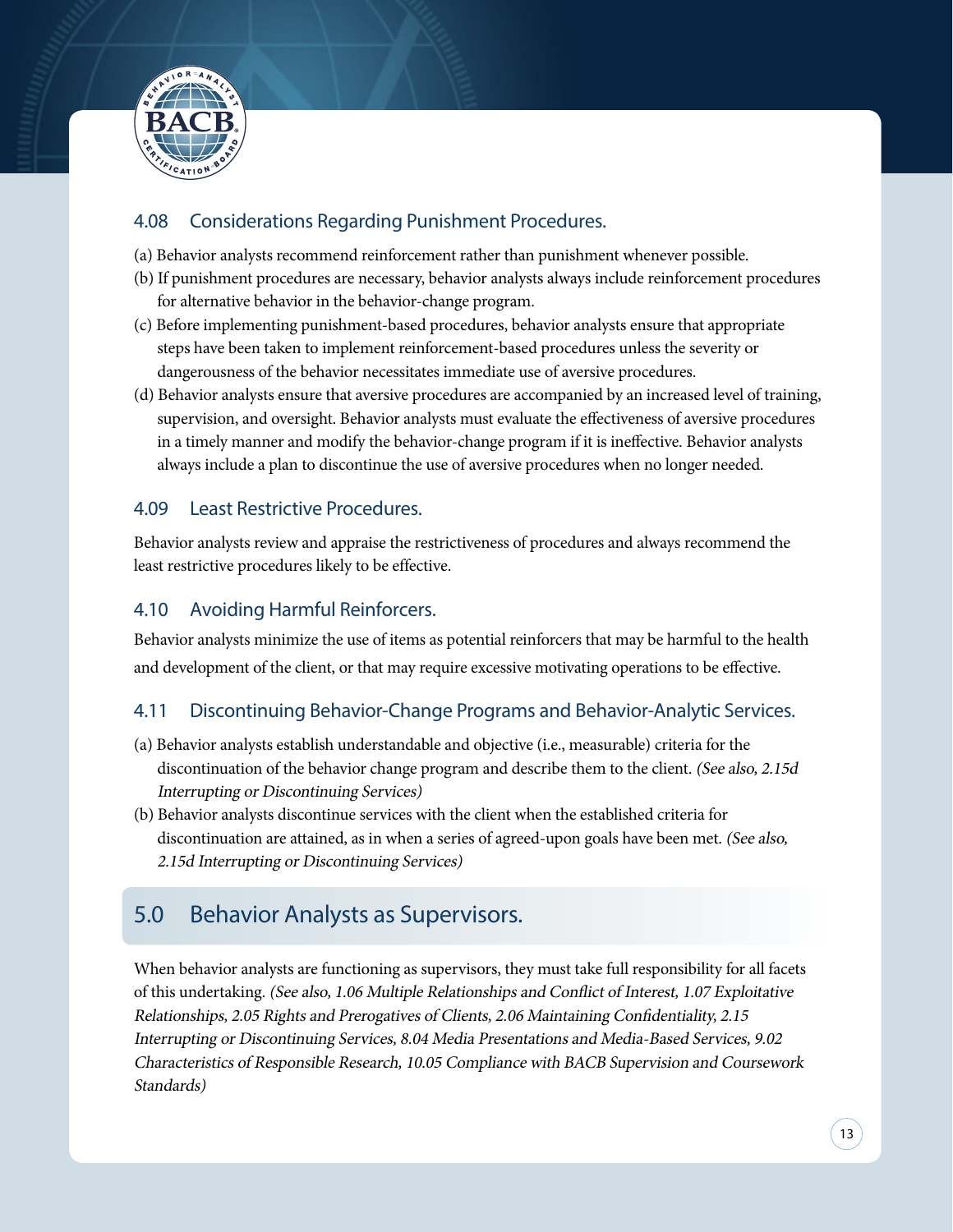### 4.08 Considerations Regarding Punishment Procedures.

(a) Behavior analysts recommend reinforcement rather than punishment whenever possible.

(b) If punishment procedures are necessary, behavior analysts always include reinforcement procedures for alternative behavior in the behavior-change program.

(c) Before implementing punishment-based procedures, behavior analysts ensure that appropriate steps have been taken to implement reinforcement-based procedures unless the severity or dangerousness of the behavior necessitates immediate use of aversive procedures.

(d) Behavior analysts ensure that aversive procedures are accompanied by an increased level of training, supervision, and oversight. Behavior analysts must evaluate the effectiveness of aversive procedures in a timely manner and modify the behavior-change program if it is ineffective. Behavior analysts always include a plan to discontinue the use of aversive procedures when no longer needed.

### 4.09 Least Restrictive Procedures.

Behavior analysts review and appraise the restrictiveness of procedures and always recommend the least restrictive procedures likely to be effective.

### 4.10 Avoiding Harmful Reinforcers.

Behavior analysts minimize the use of items as potential reinforcers that may be harmful to the health and development of the client, or that may require excessive motivating operations to be effective.

### 4.11 Discontinuing Behavior-Change Programs and Behavior-Analytic Services.

(a) Behavior analysts establish understandable and objective (i.e., measurable) criteria for the discontinuation of the behavior change program and describe them to the client. *(See also, 2.15d Interrupting or Discontinuing Services)*

(b) Behavior analysts discontinue services with the client when the established criteria for discontinuation are attained, as in when a series of agreed-upon goals have been met. *(See also, 2.15d Interrupting or Discontinuing Services)*

## 5.0 Behavior Analysts as Supervisors.

When behavior analysts are functioning as supervisors, they must take full responsibility for all facets of this undertaking. *(See also, 1.06 Multiple Relationships and Conflict of Interest, 1.07 Exploitative Relationships, 2.05 Rights and Prerogatives of Clients, 2.06 Maintaining Confidentiality, 2.15 Interrupting or Discontinuing Services, 8.04 Media Presentations and Media-Based Services, 9.02 Characteristics of Responsible Research, 10.05 Compliance with BACB Supervision and Coursework Standards)*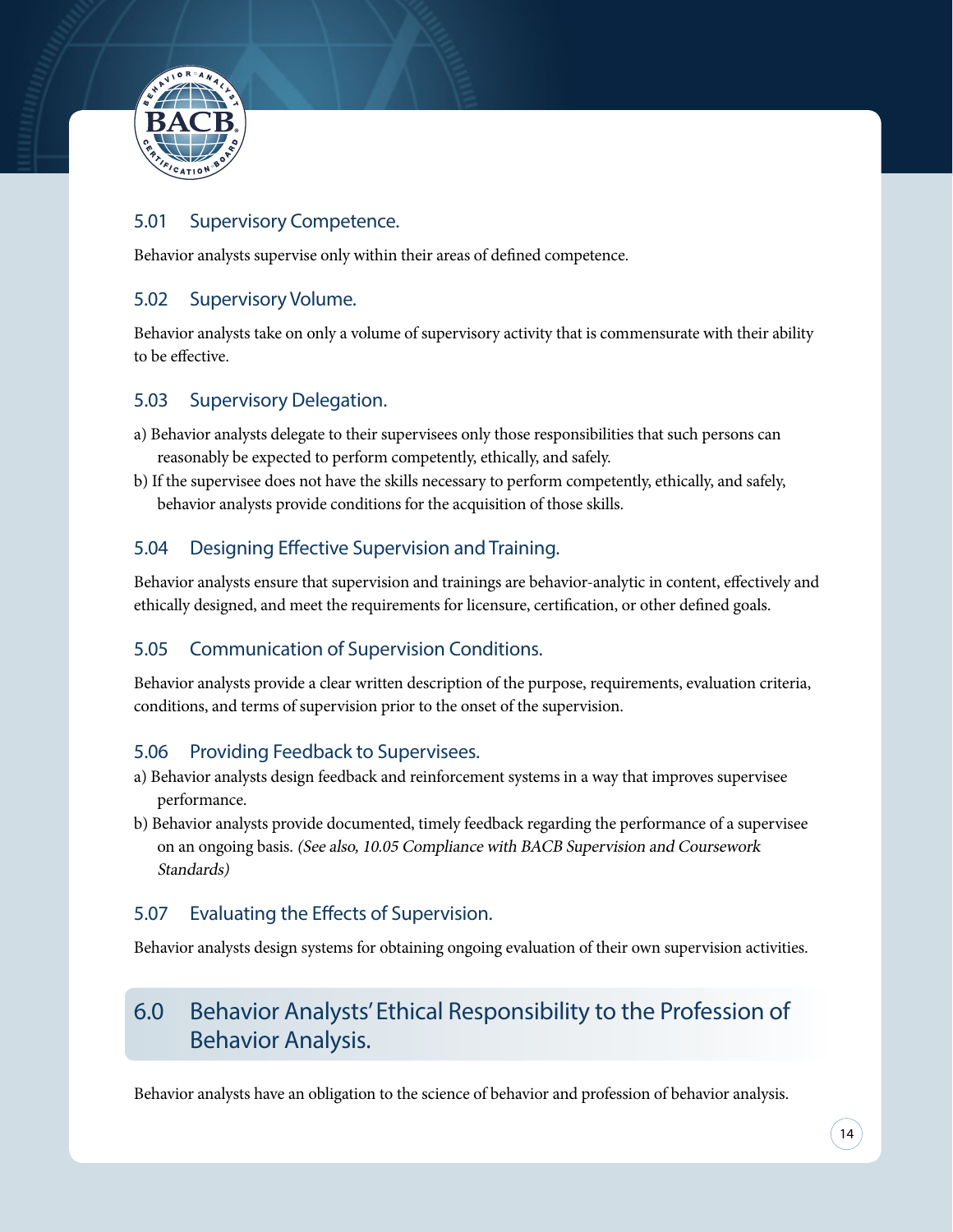### 5.01 Supervisory Competence.

Behavior analysts supervise only within their areas of defined competence.

### 5.02 Supervisory Volume.

Behavior analysts take on only a volume of supervisory activity that is commensurate with their ability to be effective.

### 5.03 Supervisory Delegation.

a) Behavior analysts delegate to their supervisees only those responsibilities that such persons can reasonably be expected to perform competently, ethically, and safely.

b) If the supervisee does not have the skills necessary to perform competently, ethically, and safely, behavior analysts provide conditions for the acquisition of those skills.

### 5.04 Designing Effective Supervision and Training.

Behavior analysts ensure that supervision and trainings are behavior-analytic in content, effectively and ethically designed, and meet the requirements for licensure, certification, or other defined goals.

### 5.05 Communication of Supervision Conditions.

Behavior analysts provide a clear written description of the purpose, requirements, evaluation criteria, conditions, and terms of supervision prior to the onset of the supervision.

### 5.06 Providing Feedback to Supervisees.

a) Behavior analysts design feedback and reinforcement systems in a way that improves supervisee performance.

b) Behavior analysts provide documented, timely feedback regarding the performance of a supervisee on an ongoing basis. *(See also, 10.05 Compliance with BACB Supervision and Coursework Standards)*

### 5.07 Evaluating the Effects of Supervision.

Behavior analysts design systems for obtaining ongoing evaluation of their own supervision activities.

## 6.0 Behavior Analysts' Ethical Responsibility to the Profession of Behavior Analysis.

Behavior analysts have an obligation to the science of behavior and profession of behavior analysis.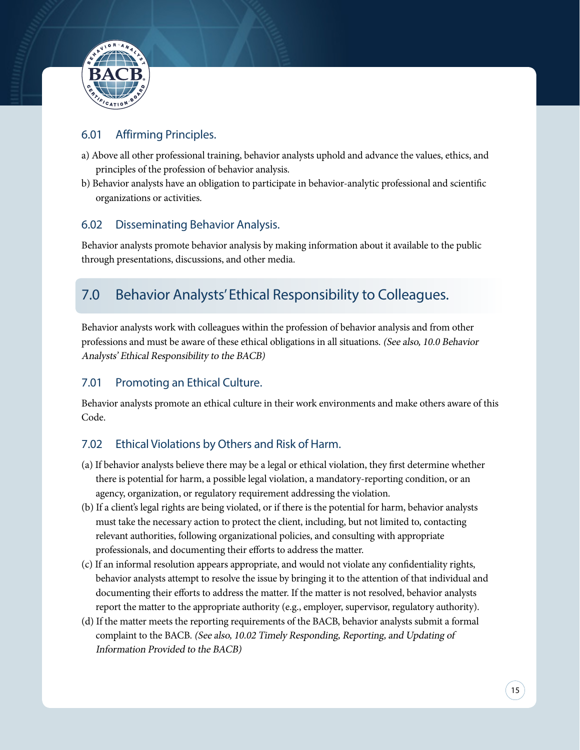### 6.01 Affirming Principles.

a) Above all other professional training, behavior analysts uphold and advance the values, ethics, and principles of the profession of behavior analysis.

b) Behavior analysts have an obligation to participate in behavior-analytic professional and scientific organizations or activities.

### 6.02 Disseminating Behavior Analysis.

Behavior analysts promote behavior analysis by making information about it available to the public through presentations, discussions, and other media.

## 7.0 Behavior Analysts' Ethical Responsibility to Colleagues.

Behavior analysts work with colleagues within the profession of behavior analysis and from other professions and must be aware of these ethical obligations in all situations. *(See also, 10.0 Behavior Analysts' Ethical Responsibility to the BACB)*

### 7.01 Promoting an Ethical Culture.

Behavior analysts promote an ethical culture in their work environments and make others aware of this Code.

### 7.02 Ethical Violations by Others and Risk of Harm.

(a) If behavior analysts believe there may be a legal or ethical violation, they first determine whether there is potential for harm, a possible legal violation, a mandatory-reporting condition, or an agency, organization, or regulatory requirement addressing the violation.

(b) If a client's legal rights are being violated, or if there is the potential for harm, behavior analysts must take the necessary action to protect the client, including, but not limited to, contacting relevant authorities, following organizational policies, and consulting with appropriate professionals, and documenting their efforts to address the matter.

(c) If an informal resolution appears appropriate, and would not violate any confidentiality rights, behavior analysts attempt to resolve the issue by bringing it to the attention of that individual and documenting their efforts to address the matter. If the matter is not resolved, behavior analysts report the matter to the appropriate authority (e.g., employer, supervisor, regulatory authority).

(d) If the matter meets the reporting requirements of the BACB, behavior analysts submit a formal complaint to the BACB. *(See also, 10.02 Timely Responding, Reporting, and Updating of Information Provided to the BACB)*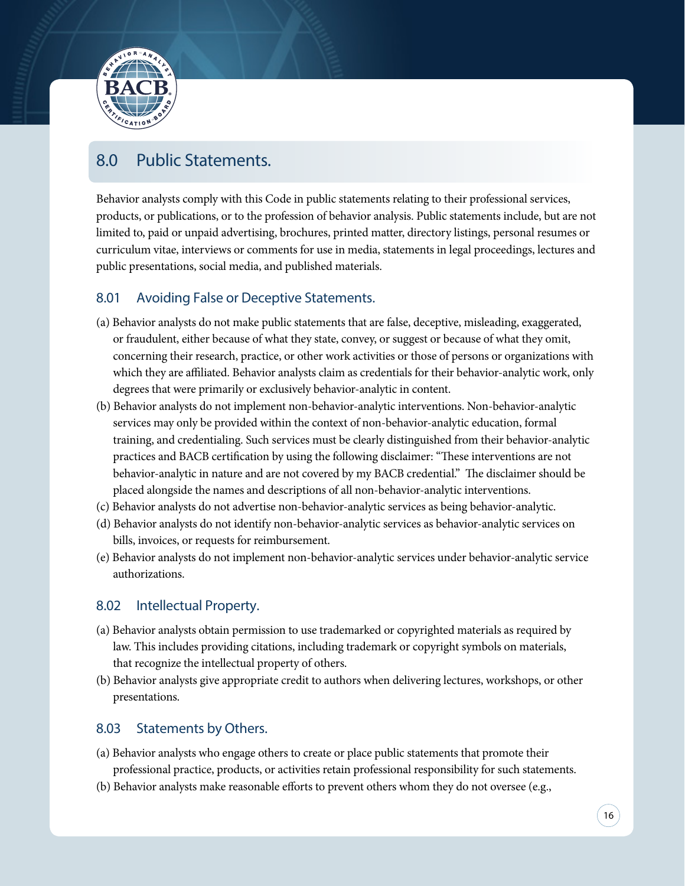## 8.0 Public Statements.

Behavior analysts comply with this Code in public statements relating to their professional services, products, or publications, or to the profession of behavior analysis. Public statements include, but are not limited to, paid or unpaid advertising, brochures, printed matter, directory listings, personal resumes or curriculum vitae, interviews or comments for use in media, statements in legal proceedings, lectures and public presentations, social media, and published materials.

### 8.01 Avoiding False or Deceptive Statements.

(a) Behavior analysts do not make public statements that are false, deceptive, misleading, exaggerated, or fraudulent, either because of what they state, convey, or suggest or because of what they omit, concerning their research, practice, or other work activities or those of persons or organizations with which they are affiliated. Behavior analysts claim as credentials for their behavior-analytic work, only degrees that were primarily or exclusively behavior-analytic in content.

(b) Behavior analysts do not implement non-behavior-analytic interventions. Non-behavior-analytic services may only be provided within the context of non-behavior-analytic education, formal training, and credentialing. Such services must be clearly distinguished from their behavior-analytic practices and BACB certification by using the following disclaimer: "These interventions are not behavior-analytic in nature and are not covered by my BACB credential." The disclaimer should be placed alongside the names and descriptions of all non-behavior-analytic interventions.

(c) Behavior analysts do not advertise non-behavior-analytic services as being behavior-analytic.

(d) Behavior analysts do not identify non-behavior-analytic services as behavior-analytic services on bills, invoices, or requests for reimbursement.

(e) Behavior analysts do not implement non-behavior-analytic services under behavior-analytic service authorizations.

### 8.02 Intellectual Property.

(a) Behavior analysts obtain permission to use trademarked or copyrighted materials as required by law. This includes providing citations, including trademark or copyright symbols on materials, that recognize the intellectual property of others.

(b) Behavior analysts give appropriate credit to authors when delivering lectures, workshops, or other presentations.

### 8.03 Statements by Others.

(a) Behavior analysts who engage others to create or place public statements that promote their professional practice, products, or activities retain professional responsibility for such statements.

(b) Behavior analysts make reasonable efforts to prevent others whom they do not oversee (e.g.,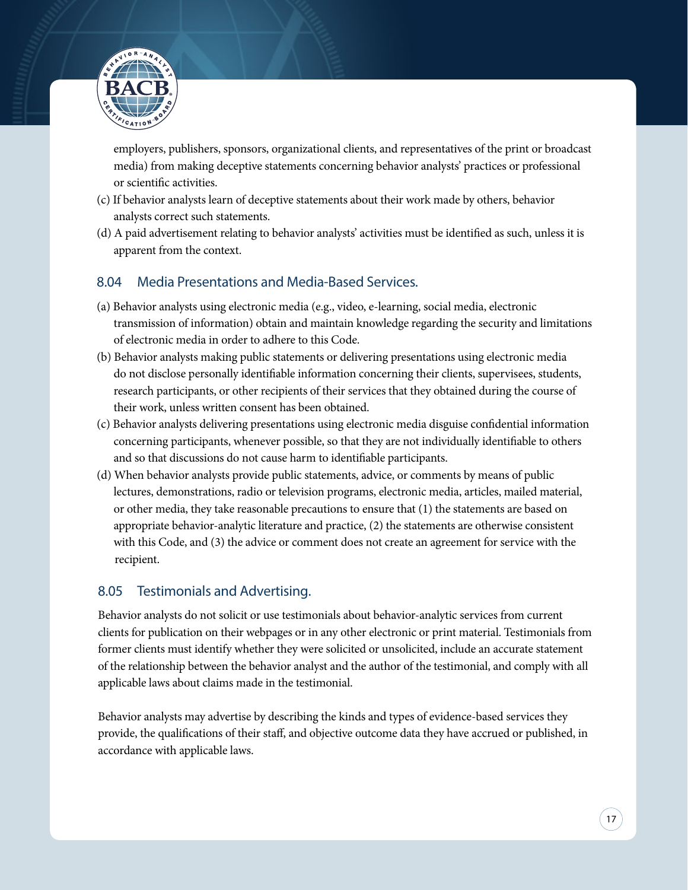employers, publishers, sponsors, organizational clients, and representatives of the print or broadcast media) from making deceptive statements concerning behavior analysts' practices or professional or scientific activities.

(c) If behavior analysts learn of deceptive statements about their work made by others, behavior analysts correct such statements.

(d) A paid advertisement relating to behavior analysts' activities must be identified as such, unless it is apparent from the context.

## 8.04 Media Presentations and Media-Based Services.

(a) Behavior analysts using electronic media (e.g., video, e-learning, social media, electronic transmission of information) obtain and maintain knowledge regarding the security and limitations of electronic media in order to adhere to this Code.

(b) Behavior analysts making public statements or delivering presentations using electronic media do not disclose personally identifiable information concerning their clients, supervisees, students, research participants, or other recipients of their services that they obtained during the course of their work, unless written consent has been obtained.

(c) Behavior analysts delivering presentations using electronic media disguise confidential information concerning participants, whenever possible, so that they are not individually identifiable to others and so that discussions do not cause harm to identifiable participants.

(d) When behavior analysts provide public statements, advice, or comments by means of public lectures, demonstrations, radio or television programs, electronic media, articles, mailed material, or other media, they take reasonable precautions to ensure that (1) the statements are based on appropriate behavior-analytic literature and practice, (2) the statements are otherwise consistent with this Code, and (3) the advice or comment does not create an agreement for service with the recipient.

## 8.05 Testimonials and Advertising.

Behavior analysts do not solicit or use testimonials about behavior-analytic services from current clients for publication on their webpages or in any other electronic or print material. Testimonials from former clients must identify whether they were solicited or unsolicited, include an accurate statement of the relationship between the behavior analyst and the author of the testimonial, and comply with all applicable laws about claims made in the testimonial.

Behavior analysts may advertise by describing the kinds and types of evidence-based services they provide, the qualifications of their staff, and objective outcome data they have accrued or published, in accordance with applicable laws.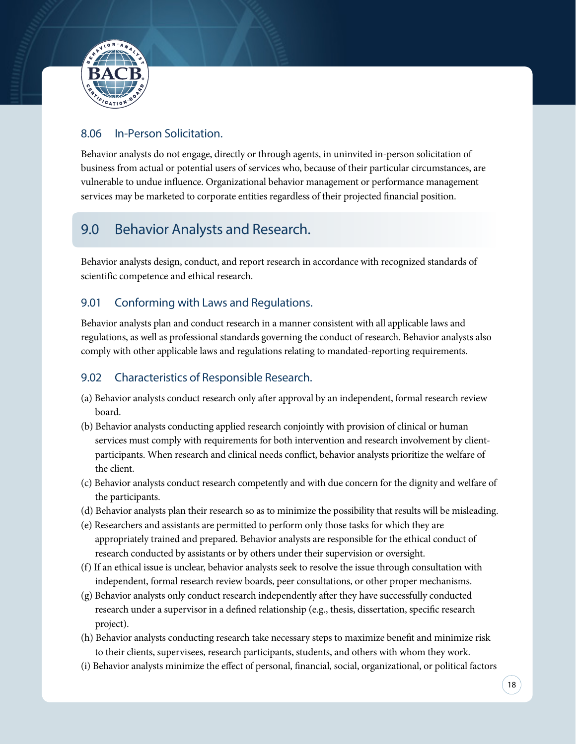### 8.06 In-Person Solicitation.

Behavior analysts do not engage, directly or through agents, in uninvited in-person solicitation of business from actual or potential users of services who, because of their particular circumstances, are vulnerable to undue influence. Organizational behavior management or performance management services may be marketed to corporate entities regardless of their projected financial position.

## 9.0 Behavior Analysts and Research.

Behavior analysts design, conduct, and report research in accordance with recognized standards of scientific competence and ethical research.

### 9.01 Conforming with Laws and Regulations.

Behavior analysts plan and conduct research in a manner consistent with all applicable laws and regulations, as well as professional standards governing the conduct of research. Behavior analysts also comply with other applicable laws and regulations relating to mandated-reporting requirements.

### 9.02 Characteristics of Responsible Research.

(a) Behavior analysts conduct research only after approval by an independent, formal research review board.

(b) Behavior analysts conducting applied research conjointly with provision of clinical or human services must comply with requirements for both intervention and research involvement by client-participants. When research and clinical needs conflict, behavior analysts prioritize the welfare of the client.

(c) Behavior analysts conduct research competently and with due concern for the dignity and welfare of the participants.

(d) Behavior analysts plan their research so as to minimize the possibility that results will be misleading.

(e) Researchers and assistants are permitted to perform only those tasks for which they are appropriately trained and prepared. Behavior analysts are responsible for the ethical conduct of research conducted by assistants or by others under their supervision or oversight.

(f) If an ethical issue is unclear, behavior analysts seek to resolve the issue through consultation with independent, formal research review boards, peer consultations, or other proper mechanisms.

(g) Behavior analysts only conduct research independently after they have successfully conducted research under a supervisor in a defined relationship (e.g., thesis, dissertation, specific research project).

(h) Behavior analysts conducting research take necessary steps to maximize benefit and minimize risk to their clients, supervisees, research participants, students, and others with whom they work.

(i) Behavior analysts minimize the effect of personal, financial, social, organizational, or political factors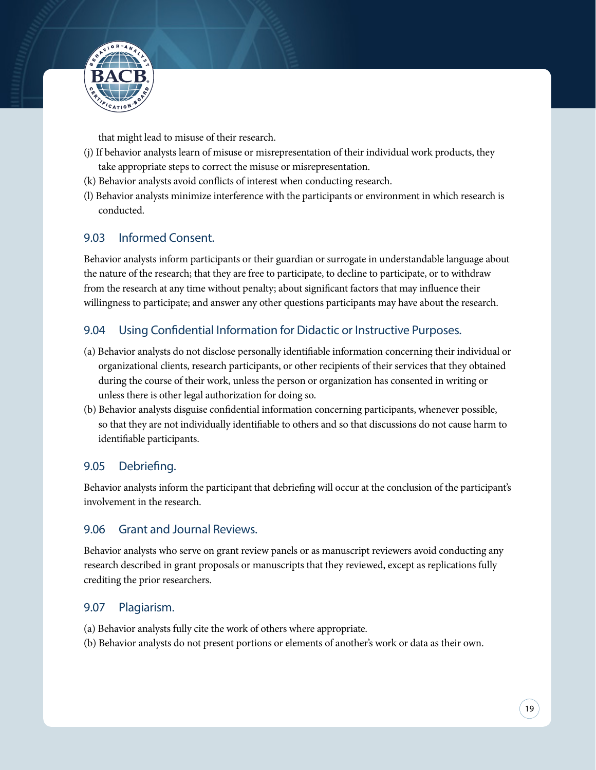that might lead to misuse of their research.

(j) If behavior analysts learn of misuse or misrepresentation of their individual work products, they take appropriate steps to correct the misuse or misrepresentation.

(k) Behavior analysts avoid conflicts of interest when conducting research.

(l) Behavior analysts minimize interference with the participants or environment in which research is conducted.

## 9.03 Informed Consent.

Behavior analysts inform participants or their guardian or surrogate in understandable language about the nature of the research; that they are free to participate, to decline to participate, or to withdraw from the research at any time without penalty; about significant factors that may influence their willingness to participate; and answer any other questions participants may have about the research.

## 9.04 Using Confidential Information for Didactic or Instructive Purposes.

(a) Behavior analysts do not disclose personally identifiable information concerning their individual or organizational clients, research participants, or other recipients of their services that they obtained during the course of their work, unless the person or organization has consented in writing or unless there is other legal authorization for doing so.

(b) Behavior analysts disguise confidential information concerning participants, whenever possible, so that they are not individually identifiable to others and so that discussions do not cause harm to identifiable participants.

## 9.05 Debriefing.

Behavior analysts inform the participant that debriefing will occur at the conclusion of the participant's involvement in the research.

## 9.06 Grant and Journal Reviews.

Behavior analysts who serve on grant review panels or as manuscript reviewers avoid conducting any research described in grant proposals or manuscripts that they reviewed, except as replications fully crediting the prior researchers.

## 9.07 Plagiarism.

(a) Behavior analysts fully cite the work of others where appropriate.

(b) Behavior analysts do not present portions or elements of another's work or data as their own.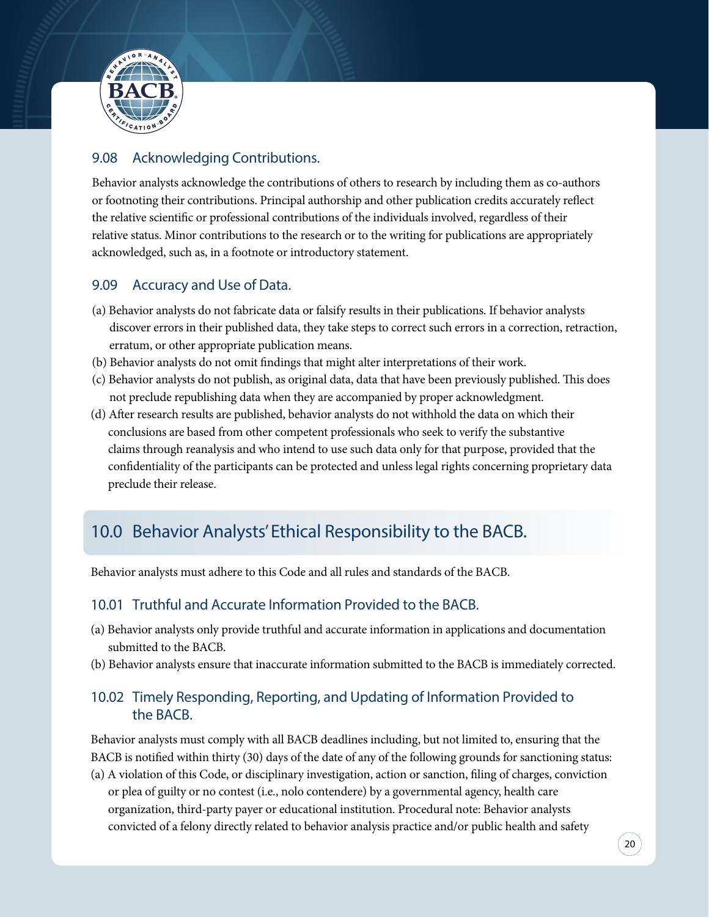### 9.08 Acknowledging Contributions.

Behavior analysts acknowledge the contributions of others to research by including them as co-authors or footnoting their contributions. Principal authorship and other publication credits accurately reflect the relative scientific or professional contributions of the individuals involved, regardless of their relative status. Minor contributions to the research or to the writing for publications are appropriately acknowledged, such as, in a footnote or introductory statement.

### 9.09 Accuracy and Use of Data.

(a) Behavior analysts do not fabricate data or falsify results in their publications. If behavior analysts discover errors in their published data, they take steps to correct such errors in a correction, retraction, erratum, or other appropriate publication means.

(b) Behavior analysts do not omit findings that might alter interpretations of their work.

(c) Behavior analysts do not publish, as original data, data that have been previously published. This does not preclude republishing data when they are accompanied by proper acknowledgment.

(d) After research results are published, behavior analysts do not withhold the data on which their conclusions are based from other competent professionals who seek to verify the substantive claims through reanalysis and who intend to use such data only for that purpose, provided that the confidentiality of the participants can be protected and unless legal rights concerning proprietary data preclude their release.

## 10.0 Behavior Analysts' Ethical Responsibility to the BACB.

Behavior analysts must adhere to this Code and all rules and standards of the BACB.

### 10.01 Truthful and Accurate Information Provided to the BACB.

(a) Behavior analysts only provide truthful and accurate information in applications and documentation submitted to the BACB.

(b) Behavior analysts ensure that inaccurate information submitted to the BACB is immediately corrected.

### 10.02 Timely Responding, Reporting, and Updating of Information Provided to the BACB.

Behavior analysts must comply with all BACB deadlines including, but not limited to, ensuring that the BACB is notified within thirty (30) days of the date of any of the following grounds for sanctioning status:

(a) A violation of this Code, or disciplinary investigation, action or sanction, filing of charges, conviction or plea of guilty or no contest (i.e., nolo contendere) by a governmental agency, health care organization, third-party payer or educational institution. Procedural note: Behavior analysts convicted of a felony directly related to behavior analysis practice and/or public health and safety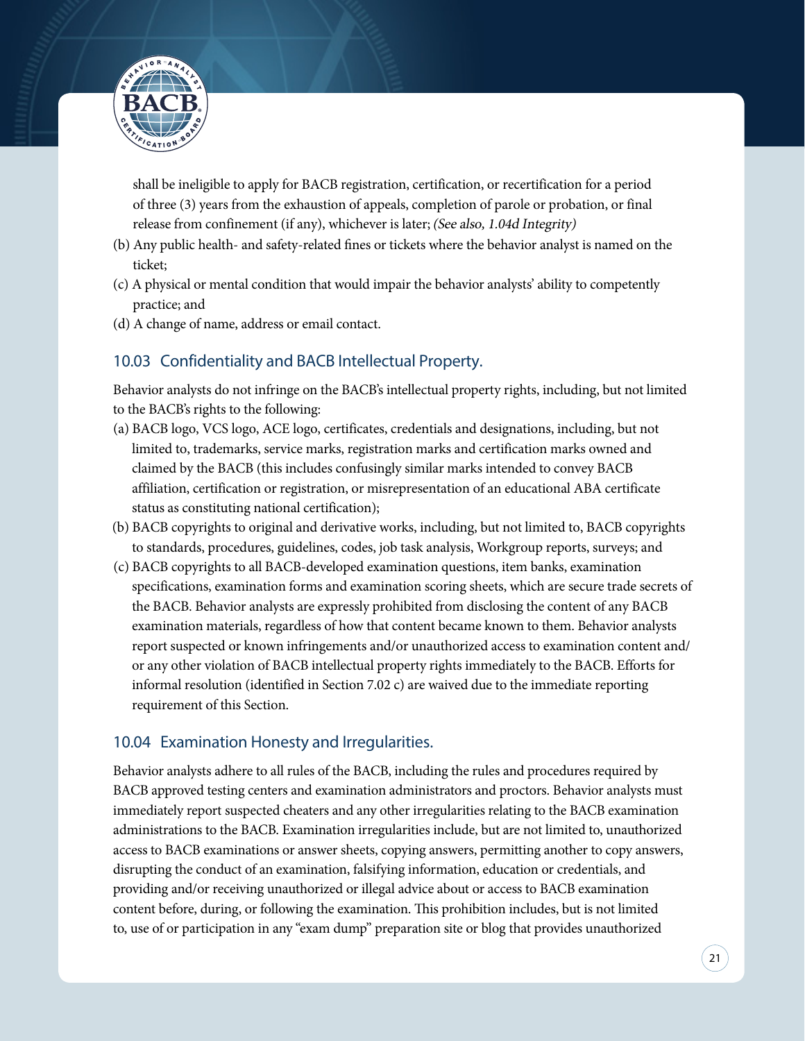shall be ineligible to apply for BACB registration, certification, or recertification for a period of three (3) years from the exhaustion of appeals, completion of parole or probation, or final release from confinement (if any), whichever is later; *(See also, 1.04d Integrity)*

(b) Any public health- and safety-related fines or tickets where the behavior analyst is named on the ticket;

(c) A physical or mental condition that would impair the behavior analysts' ability to competently practice; and

(d) A change of name, address or email contact.

## 10.03 Confidentiality and BACB Intellectual Property.

Behavior analysts do not infringe on the BACB's intellectual property rights, including, but not limited to the BACB's rights to the following:

(a) BACB logo, VCS logo, ACE logo, certificates, credentials and designations, including, but not limited to, trademarks, service marks, registration marks and certification marks owned and claimed by the BACB (this includes confusingly similar marks intended to convey BACB affiliation, certification or registration, or misrepresentation of an educational ABA certificate status as constituting national certification);

(b) BACB copyrights to original and derivative works, including, but not limited to, BACB copyrights to standards, procedures, guidelines, codes, job task analysis, Workgroup reports, surveys; and

(c) BACB copyrights to all BACB-developed examination questions, item banks, examination specifications, examination forms and examination scoring sheets, which are secure trade secrets of the BACB. Behavior analysts are expressly prohibited from disclosing the content of any BACB examination materials, regardless of how that content became known to them. Behavior analysts report suspected or known infringements and/or unauthorized access to examination content and/or any other violation of BACB intellectual property rights immediately to the BACB. Efforts for informal resolution (identified in Section 7.02 c) are waived due to the immediate reporting requirement of this Section.

## 10.04 Examination Honesty and Irregularities.

Behavior analysts adhere to all rules of the BACB, including the rules and procedures required by BACB approved testing centers and examination administrators and proctors. Behavior analysts must immediately report suspected cheaters and any other irregularities relating to the BACB examination administrations to the BACB. Examination irregularities include, but are not limited to, unauthorized access to BACB examinations or answer sheets, copying answers, permitting another to copy answers, disrupting the conduct of an examination, falsifying information, education or credentials, and providing and/or receiving unauthorized or illegal advice about or access to BACB examination content before, during, or following the examination. This prohibition includes, but is not limited to, use of or participation in any "exam dump" preparation site or blog that provides unauthorized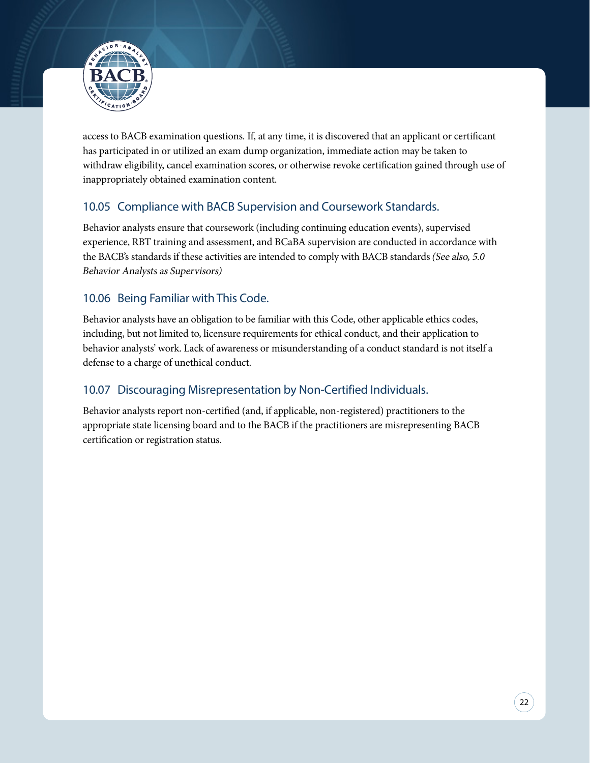access to BACB examination questions. If, at any time, it is discovered that an applicant or certificant has participated in or utilized an exam dump organization, immediate action may be taken to withdraw eligibility, cancel examination scores, or otherwise revoke certification gained through use of inappropriately obtained examination content.

## 10.05 Compliance with BACB Supervision and Coursework Standards.

Behavior analysts ensure that coursework (including continuing education events), supervised experience, RBT training and assessment, and BCaBA supervision are conducted in accordance with the BACB's standards if these activities are intended to comply with BACB standards *(See also, 5.0 Behavior Analysts as Supervisors)*

## 10.06 Being Familiar with This Code.

Behavior analysts have an obligation to be familiar with this Code, other applicable ethics codes, including, but not limited to, licensure requirements for ethical conduct, and their application to behavior analysts' work. Lack of awareness or misunderstanding of a conduct standard is not itself a defense to a charge of unethical conduct.

## 10.07 Discouraging Misrepresentation by Non-Certified Individuals.

Behavior analysts report non-certified (and, if applicable, non-registered) practitioners to the appropriate state licensing board and to the BACB if the practitioners are misrepresenting BACB certification or registration status.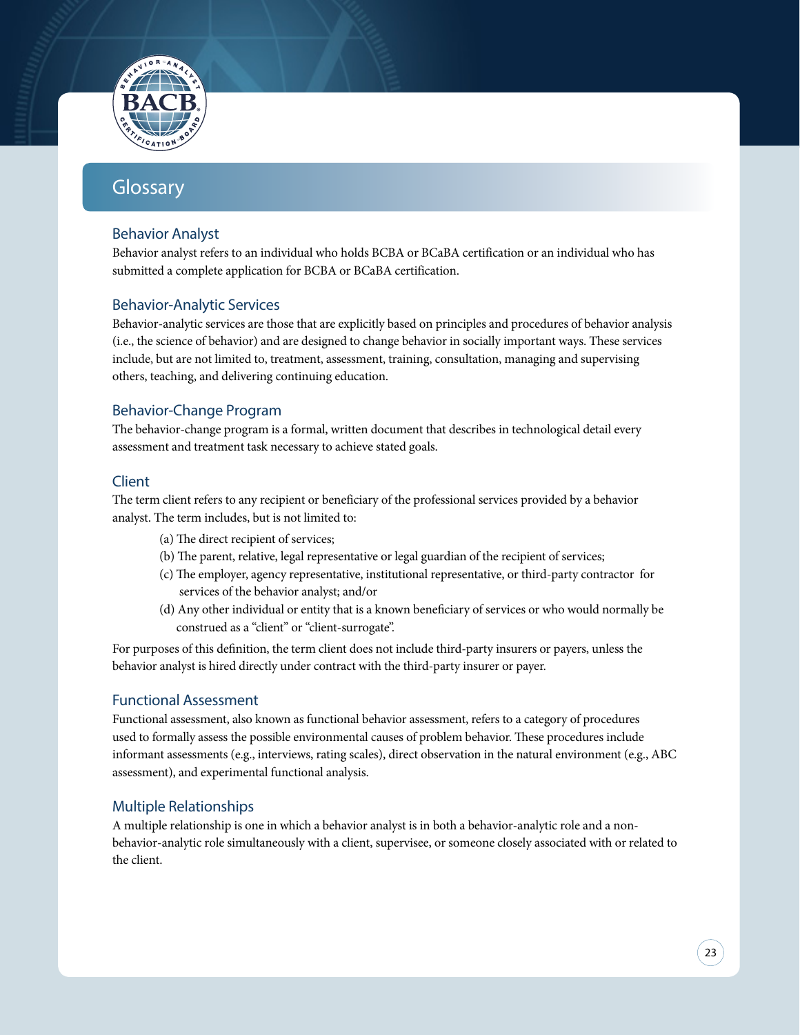# Glossary

## Behavior Analyst

Behavior analyst refers to an individual who holds BCBA or BCaBA certification or an individual who has submitted a complete application for BCBA or BCaBA certification.

## Behavior-Analytic Services

Behavior-analytic services are those that are explicitly based on principles and procedures of behavior analysis (i.e., the science of behavior) and are designed to change behavior in socially important ways. These services include, but are not limited to, treatment, assessment, training, consultation, managing and supervising others, teaching, and delivering continuing education.

## Behavior-Change Program

The behavior-change program is a formal, written document that describes in technological detail every assessment and treatment task necessary to achieve stated goals.

## Client

The term client refers to any recipient or beneficiary of the professional services provided by a behavior analyst. The term includes, but is not limited to:

(a) The direct recipient of services;

(b) The parent, relative, legal representative or legal guardian of the recipient of services;

(c) The employer, agency representative, institutional representative, or third-party contractor for services of the behavior analyst; and/or

(d) Any other individual or entity that is a known beneficiary of services or who would normally be construed as a "client" or "client-surrogate".

For purposes of this definition, the term client does not include third-party insurers or payers, unless the behavior analyst is hired directly under contract with the third-party insurer or payer.

## Functional Assessment

Functional assessment, also known as functional behavior assessment, refers to a category of procedures used to formally assess the possible environmental causes of problem behavior. These procedures include informant assessments (e.g., interviews, rating scales), direct observation in the natural environment (e.g., ABC assessment), and experimental functional analysis.

## Multiple Relationships

A multiple relationship is one in which a behavior analyst is in both a behavior-analytic role and a non-behavior-analytic role simultaneously with a client, supervisee, or someone closely associated with or related to the client.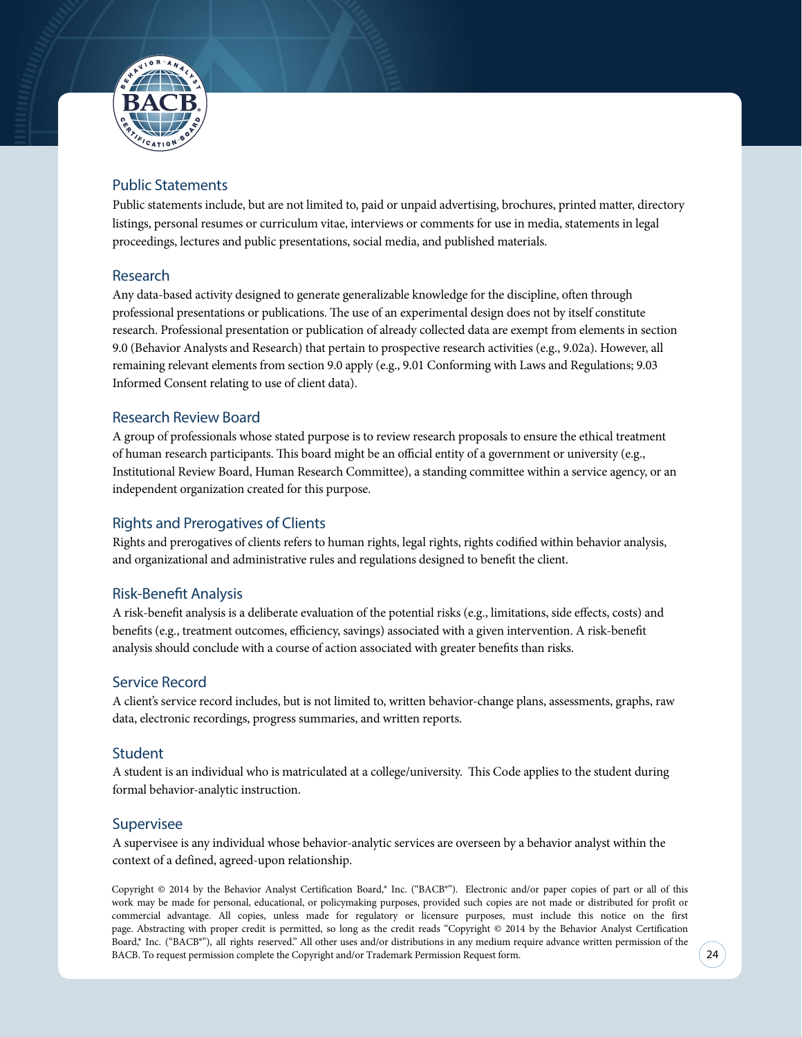## Public Statements

Public statements include, but are not limited to, paid or unpaid advertising, brochures, printed matter, directory listings, personal resumes or curriculum vitae, interviews or comments for use in media, statements in legal proceedings, lectures and public presentations, social media, and published materials.

## Research

Any data-based activity designed to generate generalizable knowledge for the discipline, often through professional presentations or publications. The use of an experimental design does not by itself constitute research. Professional presentation or publication of already collected data are exempt from elements in section 9.0 (Behavior Analysts and Research) that pertain to prospective research activities (e.g., 9.02a). However, all remaining relevant elements from section 9.0 apply (e.g., 9.01 Conforming with Laws and Regulations; 9.03 Informed Consent relating to use of client data).

## Research Review Board

A group of professionals whose stated purpose is to review research proposals to ensure the ethical treatment of human research participants. This board might be an official entity of a government or university (e.g., Institutional Review Board, Human Research Committee), a standing committee within a service agency, or an independent organization created for this purpose.

## Rights and Prerogatives of Clients

Rights and prerogatives of clients refers to human rights, legal rights, rights codified within behavior analysis, and organizational and administrative rules and regulations designed to benefit the client.

## Risk-Benefit Analysis

A risk-benefit analysis is a deliberate evaluation of the potential risks (e.g., limitations, side effects, costs) and benefits (e.g., treatment outcomes, efficiency, savings) associated with a given intervention. A risk-benefit analysis should conclude with a course of action associated with greater benefits than risks.

## Service Record

A client's service record includes, but is not limited to, written behavior-change plans, assessments, graphs, raw data, electronic recordings, progress summaries, and written reports.

## Student

A student is an individual who is matriculated at a college/university. This Code applies to the student during formal behavior-analytic instruction.

## Supervisee

A supervisee is any individual whose behavior-analytic services are overseen by a behavior analyst within the context of a defined, agreed-upon relationship.

Copyright © 2014 by the Behavior Analyst Certification Board,® Inc. ("BACB®"). Electronic and/or paper copies of part or all of this work may be made for personal, educational, or policymaking purposes, provided such copies are not made or distributed for profit or commercial advantage. All copies, unless made for regulatory or licensure purposes, must include this notice on the first page. Abstracting with proper credit is permitted, so long as the credit reads "Copyright © 2014 by the Behavior Analyst Certification Board,® Inc. ("BACB®"), all rights reserved." All other uses and/or distributions in any medium require advance written permission of the BACB. To request permission complete the Copyright and/or Trademark Permission Request form.